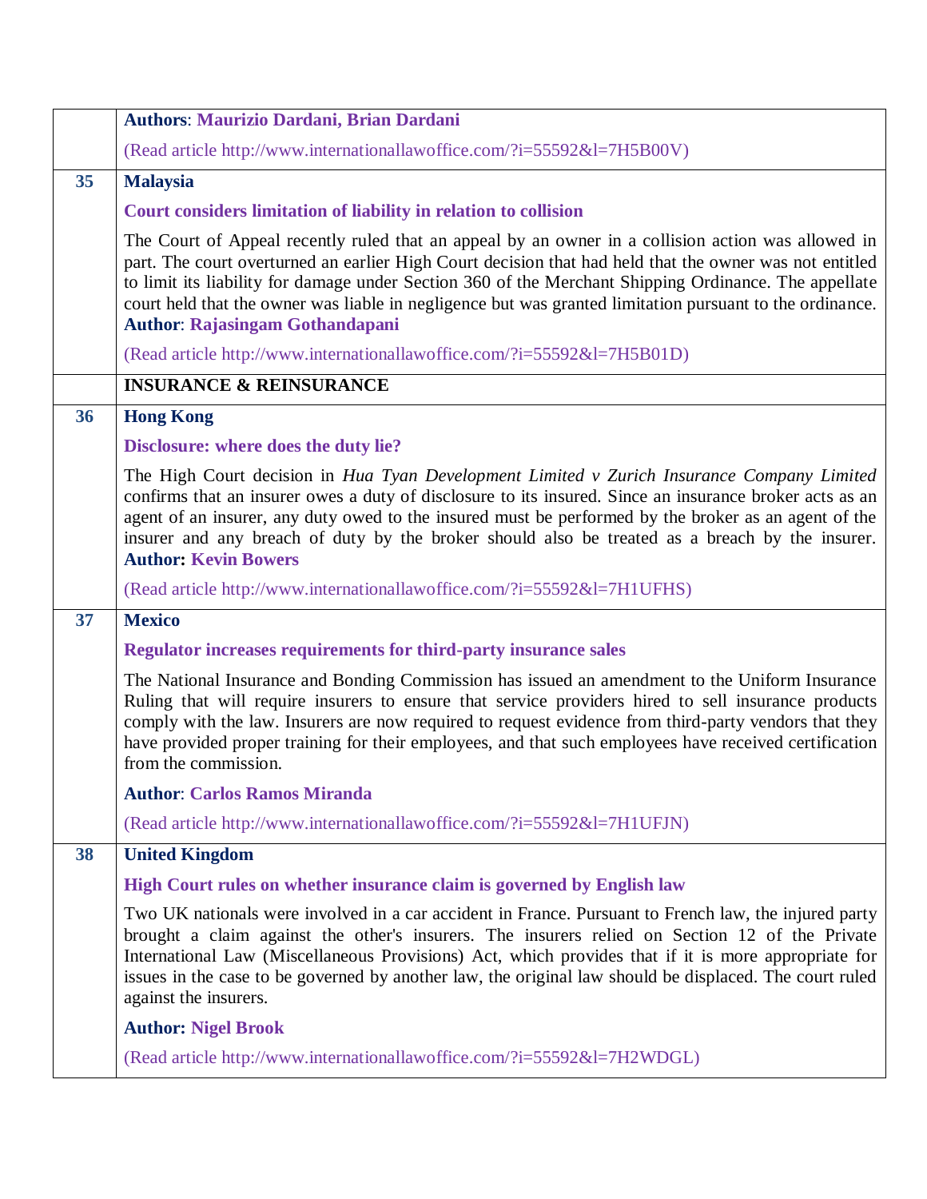| | |
|---|---|
| | **Authors**: **Maurizio Dardani, Brian Dardani**<br><br>(Read article http://www.internationallawoffice.com/?i=55592&l=7H5B00V) |
| **35** | **Malaysia**<br><br>**Court considers limitation of liability in relation to collision**<br><br>The Court of Appeal recently ruled that an appeal by an owner in a collision action was allowed in part. The court overturned an earlier High Court decision that had held that the owner was not entitled to limit its liability for damage under Section 360 of the Merchant Shipping Ordinance. The appellate court held that the owner was liable in negligence but was granted limitation pursuant to the ordinance. **Author**: **Rajasingam Gothandapani**<br><br>(Read article http://www.internationallawoffice.com/?i=55592&l=7H5B01D) |
| | **INSURANCE & REINSURANCE** |
| **36** | **Hong Kong**<br><br>**Disclosure: where does the duty lie?**<br><br>The High Court decision in *Hua Tyan Development Limited v Zurich Insurance Company Limited* confirms that an insurer owes a duty of disclosure to its insured. Since an insurance broker acts as an agent of an insurer, any duty owed to the insured must be performed by the broker as an agent of the insurer and any breach of duty by the broker should also be treated as a breach by the insurer. **Author: Kevin Bowers**<br><br>(Read article http://www.internationallawoffice.com/?i=55592&l=7H1UFHS) |
| **37** | **Mexico**<br><br>**Regulator increases requirements for third-party insurance sales**<br><br>The National Insurance and Bonding Commission has issued an amendment to the Uniform Insurance Ruling that will require insurers to ensure that service providers hired to sell insurance products comply with the law. Insurers are now required to request evidence from third-party vendors that they have provided proper training for their employees, and that such employees have received certification from the commission.<br><br>**Author**: **Carlos Ramos Miranda**<br><br>(Read article http://www.internationallawoffice.com/?i=55592&l=7H1UFJN) |
| **38** | **United Kingdom**<br><br>**High Court rules on whether insurance claim is governed by English law**<br><br>Two UK nationals were involved in a car accident in France. Pursuant to French law, the injured party brought a claim against the other's insurers. The insurers relied on Section 12 of the Private International Law (Miscellaneous Provisions) Act, which provides that if it is more appropriate for issues in the case to be governed by another law, the original law should be displaced. The court ruled against the insurers.<br><br>**Author: Nigel Brook**<br><br>(Read article http://www.internationallawoffice.com/?i=55592&l=7H2WDGL) |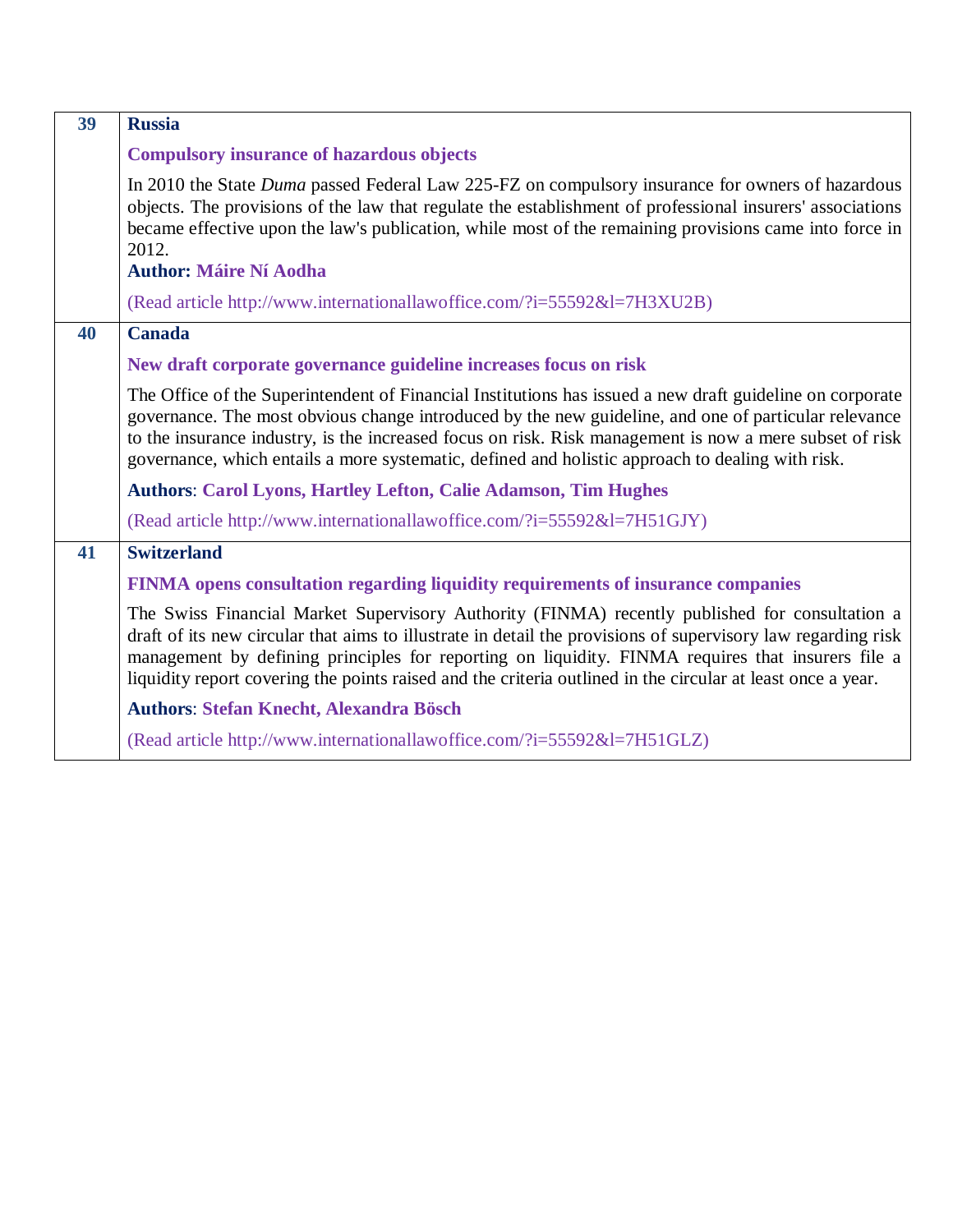| | |
|---|---|
| **39** | **Russia**<br><br>**Compulsory insurance of hazardous objects**<br><br>In 2010 the State *Duma* passed Federal Law 225-FZ on compulsory insurance for owners of hazardous objects. The provisions of the law that regulate the establishment of professional insurers' associations became effective upon the law's publication, while most of the remaining provisions came into force in 2012.<br>**Author: Máire Ní Aodha**<br><br>(Read article http://www.internationallawoffice.com/?i=55592&l=7H3XU2B) |
| **40** | **Canada**<br><br>**New draft corporate governance guideline increases focus on risk**<br><br>The Office of the Superintendent of Financial Institutions has issued a new draft guideline on corporate governance. The most obvious change introduced by the new guideline, and one of particular relevance to the insurance industry, is the increased focus on risk. Risk management is now a mere subset of risk governance, which entails a more systematic, defined and holistic approach to dealing with risk.<br><br>**Authors**: **Carol Lyons, Hartley Lefton, Calie Adamson, Tim Hughes**<br><br>(Read article http://www.internationallawoffice.com/?i=55592&l=7H51GJY) |
| **41** | **Switzerland**<br><br>**FINMA opens consultation regarding liquidity requirements of insurance companies**<br><br>The Swiss Financial Market Supervisory Authority (FINMA) recently published for consultation a draft of its new circular that aims to illustrate in detail the provisions of supervisory law regarding risk management by defining principles for reporting on liquidity. FINMA requires that insurers file a liquidity report covering the points raised and the criteria outlined in the circular at least once a year.<br><br>**Authors**: **Stefan Knecht, Alexandra Bösch**<br><br>(Read article http://www.internationallawoffice.com/?i=55592&l=7H51GLZ) |